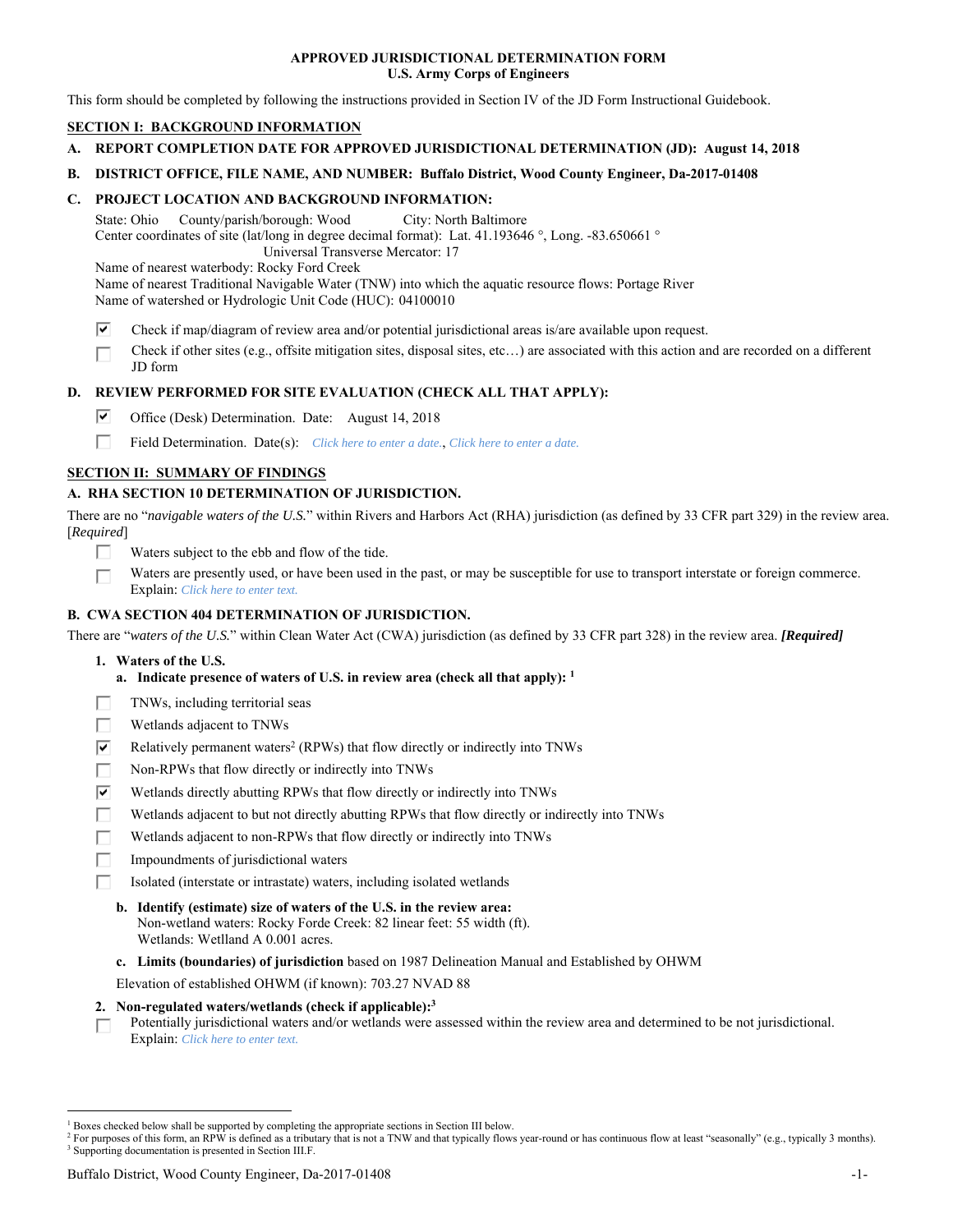**APPROVED JURISDICTIONAL DETERMINATION FORM**
**U.S. Army Corps of Engineers**

This form should be completed by following the instructions provided in Section IV of the JD Form Instructional Guidebook.

## SECTION I: BACKGROUND INFORMATION

**A. REPORT COMPLETION DATE FOR APPROVED JURISDICTIONAL DETERMINATION (JD): August 14, 2018**

**B. DISTRICT OFFICE, FILE NAME, AND NUMBER: Buffalo District, Wood County Engineer, Da-2017-01408**

**C. PROJECT LOCATION AND BACKGROUND INFORMATION:**

State: Ohio County/parish/borough: Wood City: North Baltimore
Center coordinates of site (lat/long in degree decimal format): Lat. 41.193646 °, Long. -83.650661 °
Universal Transverse Mercator: 17
Name of nearest waterbody: Rocky Ford Creek
Name of nearest Traditional Navigable Water (TNW) into which the aquatic resource flows: Portage River
Name of watershed or Hydrologic Unit Code (HUC): 04100010

- ☑ Check if map/diagram of review area and/or potential jurisdictional areas is/are available upon request.
- ☐ Check if other sites (e.g., offsite mitigation sites, disposal sites, etc…) are associated with this action and are recorded on a different JD form

**D. REVIEW PERFORMED FOR SITE EVALUATION (CHECK ALL THAT APPLY):**

- ☑ Office (Desk) Determination. Date: August 14, 2018
- ☐ Field Determination. Date(s): *Click here to enter a date.*, *Click here to enter a date.*

## SECTION II: SUMMARY OF FINDINGS

**A. RHA SECTION 10 DETERMINATION OF JURISDICTION.**

There are no "*navigable waters of the U.S.*" within Rivers and Harbors Act (RHA) jurisdiction (as defined by 33 CFR part 329) in the review area. [*Required*]

- ☐ Waters subject to the ebb and flow of the tide.
- ☐ Waters are presently used, or have been used in the past, or may be susceptible for use to transport interstate or foreign commerce. Explain: *Click here to enter text.*

**B. CWA SECTION 404 DETERMINATION OF JURISDICTION.**

There are "*waters of the U.S.*" within Clean Water Act (CWA) jurisdiction (as defined by 33 CFR part 328) in the review area. ***[Required]***

**1. Waters of the U.S.**

**a. Indicate presence of waters of U.S. in review area (check all that apply):** [1]

- ☐ TNWs, including territorial seas
- ☐ Wetlands adjacent to TNWs
- ☑ Relatively permanent waters[2] (RPWs) that flow directly or indirectly into TNWs
- ☐ Non-RPWs that flow directly or indirectly into TNWs
- ☑ Wetlands directly abutting RPWs that flow directly or indirectly into TNWs
- ☐ Wetlands adjacent to but not directly abutting RPWs that flow directly or indirectly into TNWs
- ☐ Wetlands adjacent to non-RPWs that flow directly or indirectly into TNWs
- ☐ Impoundments of jurisdictional waters
- ☐ Isolated (interstate or intrastate) waters, including isolated wetlands

**b. Identify (estimate) size of waters of the U.S. in the review area:**
Non-wetland waters: Rocky Forde Creek: 82 linear feet: 55 width (ft).
Wetlands: Wetland A 0.001 acres.

**c. Limits (boundaries) of jurisdiction** based on 1987 Delineation Manual and Established by OHWM

Elevation of established OHWM (if known): 703.27 NVAD 88

**2. Non-regulated waters/wetlands (check if applicable):**[3]

- ☐ Potentially jurisdictional waters and/or wetlands were assessed within the review area and determined to be not jurisdictional. Explain: *Click here to enter text.*

---

[1] Boxes checked below shall be supported by completing the appropriate sections in Section III below.
[2] For purposes of this form, an RPW is defined as a tributary that is not a TNW and that typically flows year-round or has continuous flow at least "seasonally" (e.g., typically 3 months).
[3] Supporting documentation is presented in Section III.F.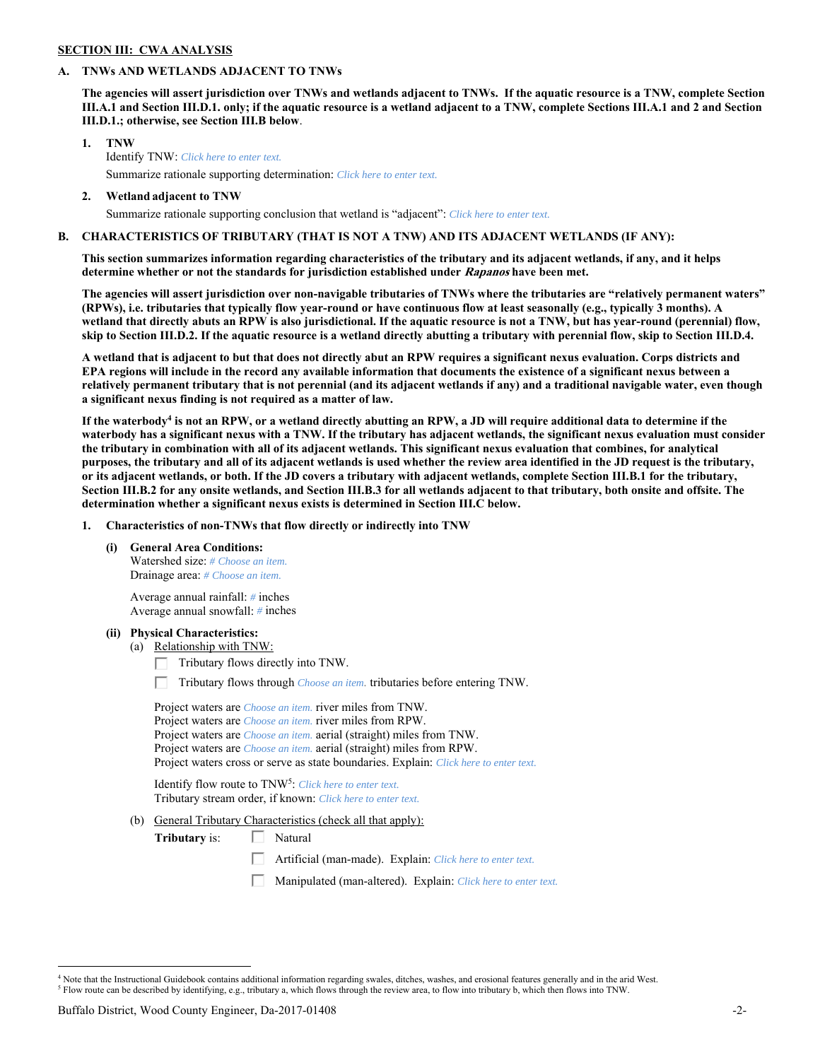**SECTION III: CWA ANALYSIS**

**A. TNWs AND WETLANDS ADJACENT TO TNWs**

**The agencies will assert jurisdiction over TNWs and wetlands adjacent to TNWs. If the aquatic resource is a TNW, complete Section III.A.1 and Section III.D.1. only; if the aquatic resource is a wetland adjacent to a TNW, complete Sections III.A.1 and 2 and Section III.D.1.; otherwise, see Section III.B below**.

**1. TNW**

Identify TNW: *Click here to enter text.*

Summarize rationale supporting determination: *Click here to enter text.*

**2. Wetland adjacent to TNW**

Summarize rationale supporting conclusion that wetland is "adjacent": *Click here to enter text.*

**B. CHARACTERISTICS OF TRIBUTARY (THAT IS NOT A TNW) AND ITS ADJACENT WETLANDS (IF ANY):**

**This section summarizes information regarding characteristics of the tributary and its adjacent wetlands, if any, and it helps determine whether or not the standards for jurisdiction established under *Rapanos* have been met.**

**The agencies will assert jurisdiction over non-navigable tributaries of TNWs where the tributaries are "relatively permanent waters" (RPWs), i.e. tributaries that typically flow year-round or have continuous flow at least seasonally (e.g., typically 3 months). A wetland that directly abuts an RPW is also jurisdictional. If the aquatic resource is not a TNW, but has year-round (perennial) flow, skip to Section III.D.2. If the aquatic resource is a wetland directly abutting a tributary with perennial flow, skip to Section III.D.4.**

**A wetland that is adjacent to but that does not directly abut an RPW requires a significant nexus evaluation. Corps districts and EPA regions will include in the record any available information that documents the existence of a significant nexus between a relatively permanent tributary that is not perennial (and its adjacent wetlands if any) and a traditional navigable water, even though a significant nexus finding is not required as a matter of law.**

**If the waterbody[4] is not an RPW, or a wetland directly abutting an RPW, a JD will require additional data to determine if the waterbody has a significant nexus with a TNW. If the tributary has adjacent wetlands, the significant nexus evaluation must consider the tributary in combination with all of its adjacent wetlands. This significant nexus evaluation that combines, for analytical purposes, the tributary and all of its adjacent wetlands is used whether the review area identified in the JD request is the tributary, or its adjacent wetlands, or both. If the JD covers a tributary with adjacent wetlands, complete Section III.B.1 for the tributary, Section III.B.2 for any onsite wetlands, and Section III.B.3 for all wetlands adjacent to that tributary, both onsite and offsite. The determination whether a significant nexus exists is determined in Section III.C below.**

**1. Characteristics of non-TNWs that flow directly or indirectly into TNW**

**(i) General Area Conditions:**

Watershed size: *# Choose an item.*
Drainage area: *# Choose an item.*

Average annual rainfall: *#* inches
Average annual snowfall: *#* inches

**(ii) Physical Characteristics:**

(a) Relationship with TNW:

☐ Tributary flows directly into TNW.

☐ Tributary flows through *Choose an item.* tributaries before entering TNW.

Project waters are *Choose an item.* river miles from TNW.
Project waters are *Choose an item.* river miles from RPW.
Project waters are *Choose an item.* aerial (straight) miles from TNW.
Project waters are *Choose an item.* aerial (straight) miles from RPW.
Project waters cross or serve as state boundaries. Explain: *Click here to enter text.*

Identify flow route to TNW[5]: *Click here to enter text.*
Tributary stream order, if known: *Click here to enter text.*

(b) General Tributary Characteristics (check all that apply):

**Tributary** is:

☐ Natural

☐ Artificial (man-made). Explain: *Click here to enter text.*

☐ Manipulated (man-altered). Explain: *Click here to enter text.*

---

[4] Note that the Instructional Guidebook contains additional information regarding swales, ditches, washes, and erosional features generally and in the arid West.

[5] Flow route can be described by identifying, e.g., tributary a, which flows through the review area, to flow into tributary b, which then flows into TNW.

Buffalo District, Wood County Engineer, Da-2017-01408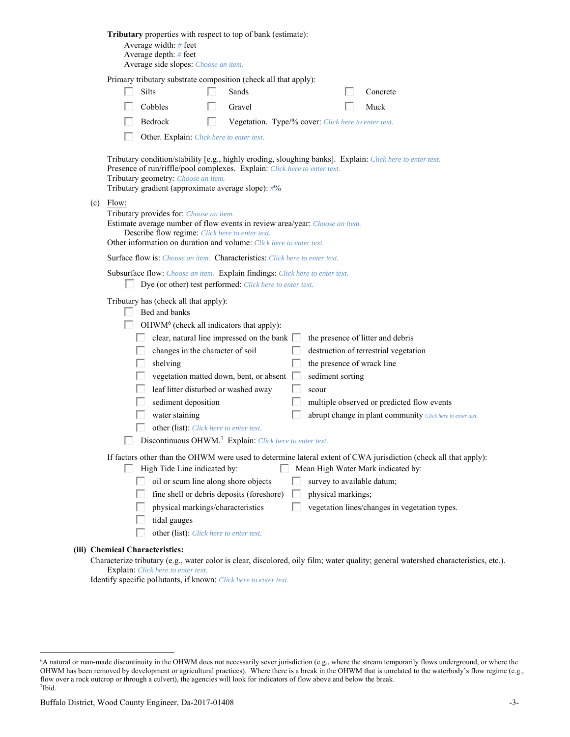**Tributary** properties with respect to top of bank (estimate):

Average width: # feet
Average depth: # feet
Average side slopes: Choose an item.

Primary tributary substrate composition (check all that apply):

- ☐ Silts
- ☐ Sands
- ☐ Concrete
- ☐ Cobbles
- ☐ Gravel
- ☐ Muck
- ☐ Bedrock
- ☐ Vegetation. Type/% cover: Click here to enter text.
- ☐ Other. Explain: Click here to enter text.

Tributary condition/stability [e.g., highly eroding, sloughing banks]. Explain: Click here to enter text.
Presence of run/riffle/pool complexes. Explain: Click here to enter text.
Tributary geometry: Choose an item.
Tributary gradient (approximate average slope): #%

(c) Flow:

Tributary provides for: Choose an item.
Estimate average number of flow events in review area/year: Choose an item.
Describe flow regime: Click here to enter text.
Other information on duration and volume: Click here to enter text.

Surface flow is: Choose an item. Characteristics: Click here to enter text.

Subsurface flow: Choose an item. Explain findings: Click here to enter text.
- ☐ Dye (or other) test performed: Click here to enter text.

Tributary has (check all that apply):
- ☐ Bed and banks
- ☐ OHWM[6] (check all indicators that apply):
  - ☐ clear, natural line impressed on the bank
  - ☐ the presence of litter and debris
  - ☐ changes in the character of soil
  - ☐ destruction of terrestrial vegetation
  - ☐ shelving
  - ☐ the presence of wrack line
  - ☐ vegetation matted down, bent, or absent
  - ☐ sediment sorting
  - ☐ leaf litter disturbed or washed away
  - ☐ scour
  - ☐ sediment deposition
  - ☐ multiple observed or predicted flow events
  - ☐ water staining
  - ☐ abrupt change in plant community Click here to enter text.
  - ☐ other (list): Click here to enter text.
- ☐ Discontinuous OHWM.[7] Explain: Click here to enter text.

If factors other than the OHWM were used to determine lateral extent of CWA jurisdiction (check all that apply):
- ☐ High Tide Line indicated by:
  - ☐ oil or scum line along shore objects
  - ☐ fine shell or debris deposits (foreshore)
  - ☐ physical markings/characteristics
  - ☐ tidal gauges
  - ☐ other (list): Click here to enter text.
- ☐ Mean High Water Mark indicated by:
  - ☐ survey to available datum;
  - ☐ physical markings;
  - ☐ vegetation lines/changes in vegetation types.

**(iii) Chemical Characteristics:**

Characterize tributary (e.g., water color is clear, discolored, oily film; water quality; general watershed characteristics, etc.).
Explain: Click here to enter text.
Identify specific pollutants, if known: Click here to enter text.

---

[6] A natural or man-made discontinuity in the OHWM does not necessarily sever jurisdiction (e.g., where the stream temporarily flows underground, or where the OHWM has been removed by development or agricultural practices). Where there is a break in the OHWM that is unrelated to the waterbody's flow regime (e.g., flow over a rock outcrop or through a culvert), the agencies will look for indicators of flow above and below the break.
[7] Ibid.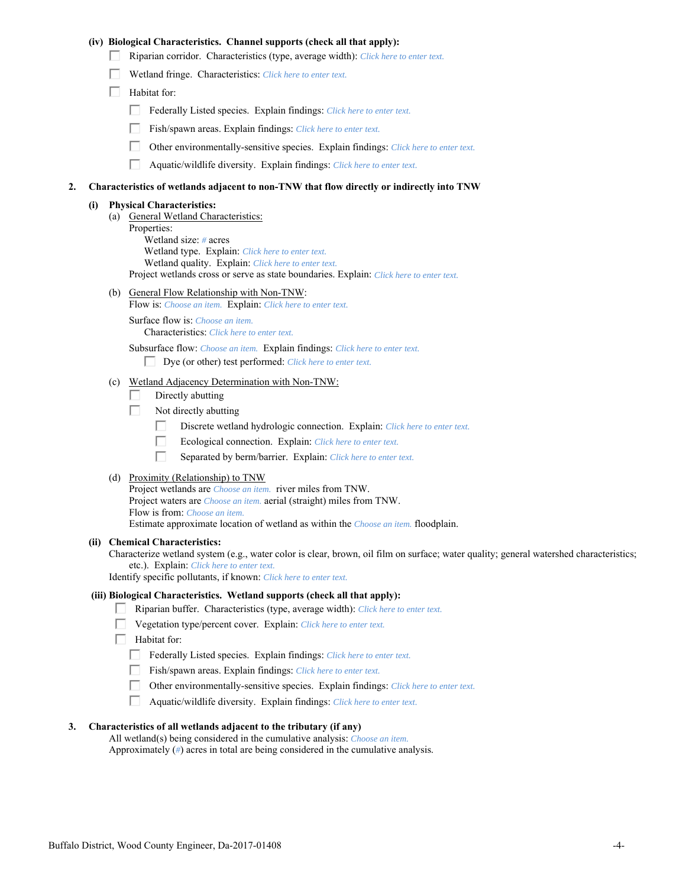**(iv) Biological Characteristics. Channel supports (check all that apply):**

- ☐ Riparian corridor. Characteristics (type, average width): *Click here to enter text.*
- ☐ Wetland fringe. Characteristics: *Click here to enter text.*
- ☐ Habitat for:
  - ☐ Federally Listed species. Explain findings: *Click here to enter text.*
  - ☐ Fish/spawn areas. Explain findings: *Click here to enter text.*
  - ☐ Other environmentally-sensitive species. Explain findings: *Click here to enter text.*
  - ☐ Aquatic/wildlife diversity. Explain findings: *Click here to enter text.*

**2. Characteristics of wetlands adjacent to non-TNW that flow directly or indirectly into TNW**

**(i) Physical Characteristics:**

(a) General Wetland Characteristics:

Properties:

Wetland size: *#* acres

Wetland type. Explain: *Click here to enter text.*

Wetland quality. Explain: *Click here to enter text.*

Project wetlands cross or serve as state boundaries. Explain: *Click here to enter text.*

(b) General Flow Relationship with Non-TNW:

Flow is: *Choose an item.* Explain: *Click here to enter text.*

Surface flow is: *Choose an item.*

Characteristics: *Click here to enter text.*

Subsurface flow: *Choose an item.* Explain findings: *Click here to enter text.*

- ☐ Dye (or other) test performed: *Click here to enter text.*

(c) Wetland Adjacency Determination with Non-TNW:

- ☐ Directly abutting
- ☐ Not directly abutting
  - ☐ Discrete wetland hydrologic connection. Explain: *Click here to enter text.*
  - ☐ Ecological connection. Explain: *Click here to enter text.*
  - ☐ Separated by berm/barrier. Explain: *Click here to enter text.*

(d) Proximity (Relationship) to TNW

Project wetlands are *Choose an item.* river miles from TNW.

Project waters are *Choose an item.* aerial (straight) miles from TNW.

Flow is from: *Choose an item.*

Estimate approximate location of wetland as within the *Choose an item.* floodplain.

**(ii) Chemical Characteristics:**

Characterize wetland system (e.g., water color is clear, brown, oil film on surface; water quality; general watershed characteristics; etc.). Explain: *Click here to enter text.*

Identify specific pollutants, if known: *Click here to enter text.*

**(iii) Biological Characteristics. Wetland supports (check all that apply):**

- ☐ Riparian buffer. Characteristics (type, average width): *Click here to enter text.*
- ☐ Vegetation type/percent cover. Explain: *Click here to enter text.*
- ☐ Habitat for:
  - ☐ Federally Listed species. Explain findings: *Click here to enter text.*
  - ☐ Fish/spawn areas. Explain findings: *Click here to enter text.*
  - ☐ Other environmentally-sensitive species. Explain findings: *Click here to enter text.*
  - ☐ Aquatic/wildlife diversity. Explain findings: *Click here to enter text.*

**3. Characteristics of all wetlands adjacent to the tributary (if any)**

All wetland(s) being considered in the cumulative analysis: *Choose an item.*

Approximately (*#*) acres in total are being considered in the cumulative analysis.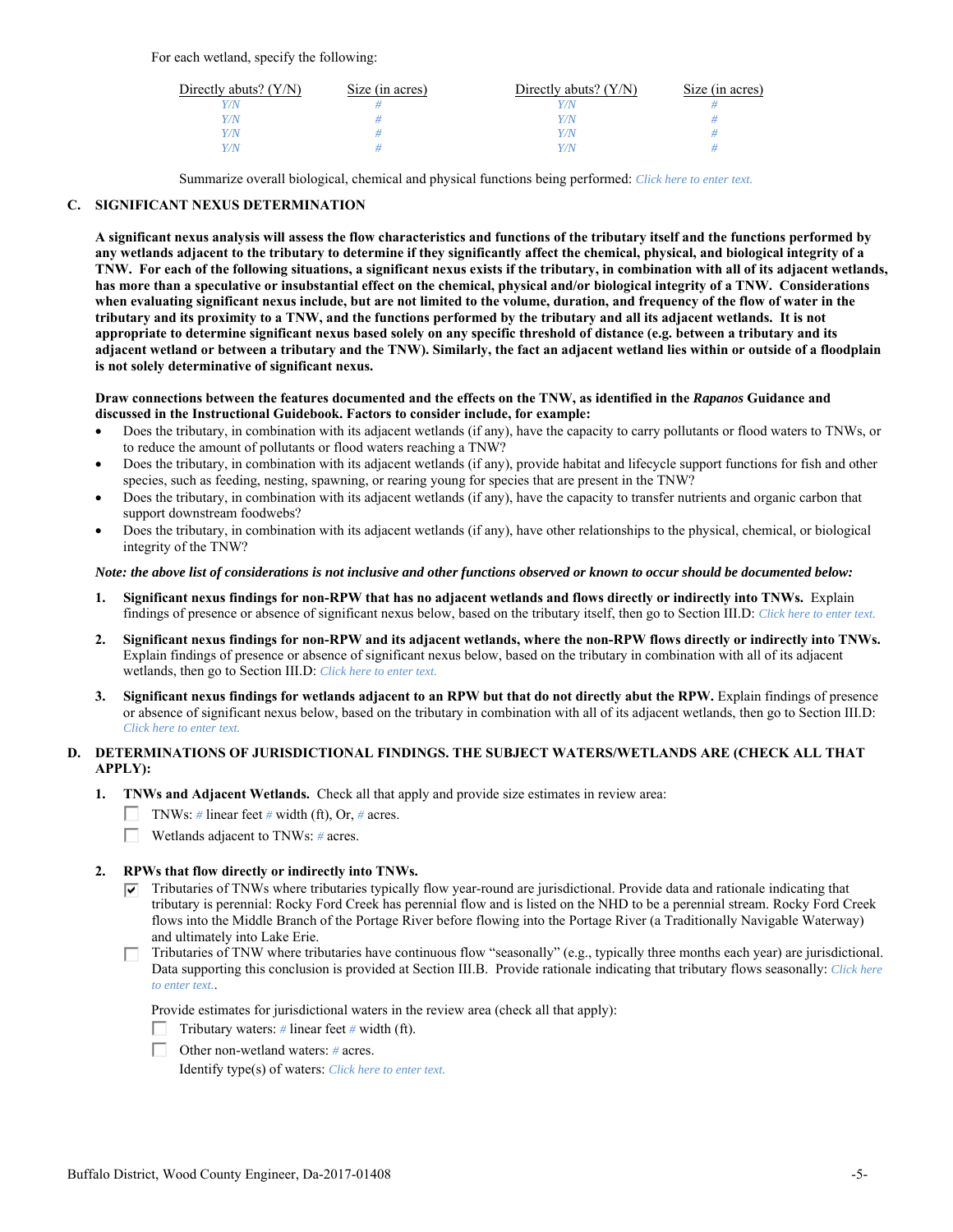For each wetland, specify the following:

| Directly abuts? (Y/N) | Size (in acres) | Directly abuts? (Y/N) | Size (in acres) |
|---|---|---|---|
| Y/N | # | Y/N | # |
| Y/N | # | Y/N | # |
| Y/N | # | Y/N | # |
| Y/N | # | Y/N | # |

Summarize overall biological, chemical and physical functions being performed: Click here to enter text.

## C. SIGNIFICANT NEXUS DETERMINATION

**A significant nexus analysis will assess the flow characteristics and functions of the tributary itself and the functions performed by any wetlands adjacent to the tributary to determine if they significantly affect the chemical, physical, and biological integrity of a TNW. For each of the following situations, a significant nexus exists if the tributary, in combination with all of its adjacent wetlands, has more than a speculative or insubstantial effect on the chemical, physical and/or biological integrity of a TNW. Considerations when evaluating significant nexus include, but are not limited to the volume, duration, and frequency of the flow of water in the tributary and its proximity to a TNW, and the functions performed by the tributary and all its adjacent wetlands. It is not appropriate to determine significant nexus based solely on any specific threshold of distance (e.g. between a tributary and its adjacent wetland or between a tributary and the TNW). Similarly, the fact an adjacent wetland lies within or outside of a floodplain is not solely determinative of significant nexus.**

**Draw connections between the features documented and the effects on the TNW, as identified in the *Rapanos* Guidance and discussed in the Instructional Guidebook. Factors to consider include, for example:**

- Does the tributary, in combination with its adjacent wetlands (if any), have the capacity to carry pollutants or flood waters to TNWs, or to reduce the amount of pollutants or flood waters reaching a TNW?
- Does the tributary, in combination with its adjacent wetlands (if any), provide habitat and lifecycle support functions for fish and other species, such as feeding, nesting, spawning, or rearing young for species that are present in the TNW?
- Does the tributary, in combination with its adjacent wetlands (if any), have the capacity to transfer nutrients and organic carbon that support downstream foodwebs?
- Does the tributary, in combination with its adjacent wetlands (if any), have other relationships to the physical, chemical, or biological integrity of the TNW?

***Note: the above list of considerations is not inclusive and other functions observed or known to occur should be documented below:***

1. **Significant nexus findings for non-RPW that has no adjacent wetlands and flows directly or indirectly into TNWs.** Explain findings of presence or absence of significant nexus below, based on the tributary itself, then go to Section III.D: Click here to enter text.

2. **Significant nexus findings for non-RPW and its adjacent wetlands, where the non-RPW flows directly or indirectly into TNWs.** Explain findings of presence or absence of significant nexus below, based on the tributary in combination with all of its adjacent wetlands, then go to Section III.D: Click here to enter text.

3. **Significant nexus findings for wetlands adjacent to an RPW but that do not directly abut the RPW.** Explain findings of presence or absence of significant nexus below, based on the tributary in combination with all of its adjacent wetlands, then go to Section III.D: Click here to enter text.

## D. DETERMINATIONS OF JURISDICTIONAL FINDINGS. THE SUBJECT WATERS/WETLANDS ARE (CHECK ALL THAT APPLY):

1. **TNWs and Adjacent Wetlands.** Check all that apply and provide size estimates in review area:
   - ☐ TNWs: # linear feet # width (ft), Or, # acres.
   - ☐ Wetlands adjacent to TNWs: # acres.

2. **RPWs that flow directly or indirectly into TNWs.**
   - ☑ Tributaries of TNWs where tributaries typically flow year-round are jurisdictional. Provide data and rationale indicating that tributary is perennial: Rocky Ford Creek has perennial flow and is listed on the NHD to be a perennial stream. Rocky Ford Creek flows into the Middle Branch of the Portage River before flowing into the Portage River (a Traditionally Navigable Waterway) and ultimately into Lake Erie.
   - ☐ Tributaries of TNW where tributaries have continuous flow "seasonally" (e.g., typically three months each year) are jurisdictional. Data supporting this conclusion is provided at Section III.B. Provide rationale indicating that tributary flows seasonally: Click here to enter text..

   Provide estimates for jurisdictional waters in the review area (check all that apply):
   - ☐ Tributary waters: # linear feet # width (ft).
   - ☐ Other non-wetland waters: # acres.

     Identify type(s) of waters: Click here to enter text.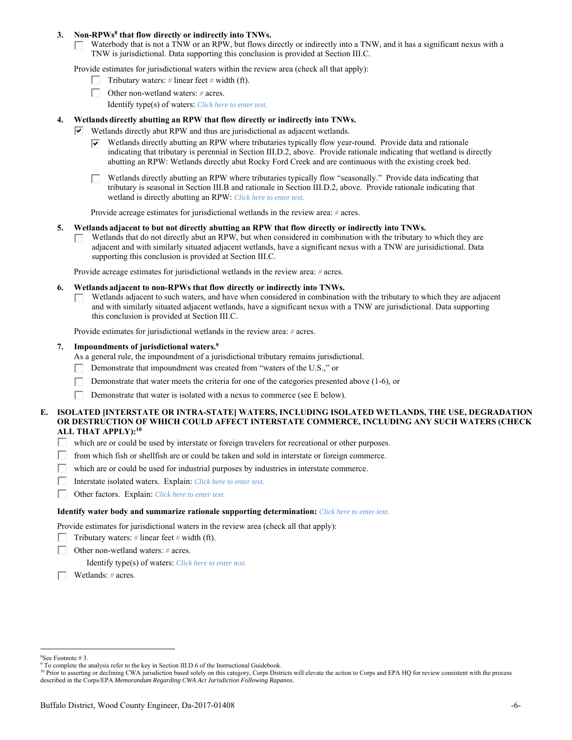**3. Non-RPWs[8] that flow directly or indirectly into TNWs.**

☐ Waterbody that is not a TNW or an RPW, but flows directly or indirectly into a TNW, and it has a significant nexus with a TNW is jurisdictional. Data supporting this conclusion is provided at Section III.C.

Provide estimates for jurisdictional waters within the review area (check all that apply):

☐ Tributary waters: # linear feet # width (ft).

☐ Other non-wetland waters: # acres.

Identify type(s) of waters: Click here to enter text.

**4. Wetlands directly abutting an RPW that flow directly or indirectly into TNWs.**

☑ Wetlands directly abut RPW and thus are jurisdictional as adjacent wetlands.

☑ Wetlands directly abutting an RPW where tributaries typically flow year-round. Provide data and rationale indicating that tributary is perennial in Section III.D.2, above. Provide rationale indicating that wetland is directly abutting an RPW: Wetlands directly abut Rocky Ford Creek and are continuous with the existing creek bed.

☐ Wetlands directly abutting an RPW where tributaries typically flow "seasonally." Provide data indicating that tributary is seasonal in Section III.B and rationale in Section III.D.2, above. Provide rationale indicating that wetland is directly abutting an RPW: Click here to enter text.

Provide acreage estimates for jurisdictional wetlands in the review area: # acres.

**5. Wetlands adjacent to but not directly abutting an RPW that flow directly or indirectly into TNWs.**

☐ Wetlands that do not directly abut an RPW, but when considered in combination with the tributary to which they are adjacent and with similarly situated adjacent wetlands, have a significant nexus with a TNW are jurisdictional. Data supporting this conclusion is provided at Section III.C.

Provide acreage estimates for jurisdictional wetlands in the review area: # acres.

**6. Wetlands adjacent to non-RPWs that flow directly or indirectly into TNWs.**

☐ Wetlands adjacent to such waters, and have when considered in combination with the tributary to which they are adjacent and with similarly situated adjacent wetlands, have a significant nexus with a TNW are jurisdictional. Data supporting this conclusion is provided at Section III.C.

Provide estimates for jurisdictional wetlands in the review area: # acres.

**7. Impoundments of jurisdictional waters.[9]**

As a general rule, the impoundment of a jurisdictional tributary remains jurisdictional.

☐ Demonstrate that impoundment was created from "waters of the U.S.," or

☐ Demonstrate that water meets the criteria for one of the categories presented above (1-6), or

☐ Demonstrate that water is isolated with a nexus to commerce (see E below).

**E. ISOLATED [INTERSTATE OR INTRA-STATE] WATERS, INCLUDING ISOLATED WETLANDS, THE USE, DEGRADATION OR DESTRUCTION OF WHICH COULD AFFECT INTERSTATE COMMERCE, INCLUDING ANY SUCH WATERS (CHECK ALL THAT APPLY):[10]**

☐ which are or could be used by interstate or foreign travelers for recreational or other purposes.

☐ from which fish or shellfish are or could be taken and sold in interstate or foreign commerce.

☐ which are or could be used for industrial purposes by industries in interstate commerce.

☐ Interstate isolated waters. Explain: Click here to enter text.

☐ Other factors. Explain: Click here to enter text.

**Identify water body and summarize rationale supporting determination:** Click here to enter text.

Provide estimates for jurisdictional waters in the review area (check all that apply):

☐ Tributary waters: # linear feet # width (ft).

☐ Other non-wetland waters: # acres.

Identify type(s) of waters: Click here to enter text.

☐ Wetlands: # acres.

---

[8] See Footnote # 3.

[9] To complete the analysis refer to the key in Section III.D.6 of the Instructional Guidebook.

[10] Prior to asserting or declining CWA jurisdiction based solely on this category, Corps Districts will elevate the action to Corps and EPA HQ for review consistent with the process described in the Corps/EPA *Memorandum Regarding CWA Act Jurisdiction Following Rapanos.*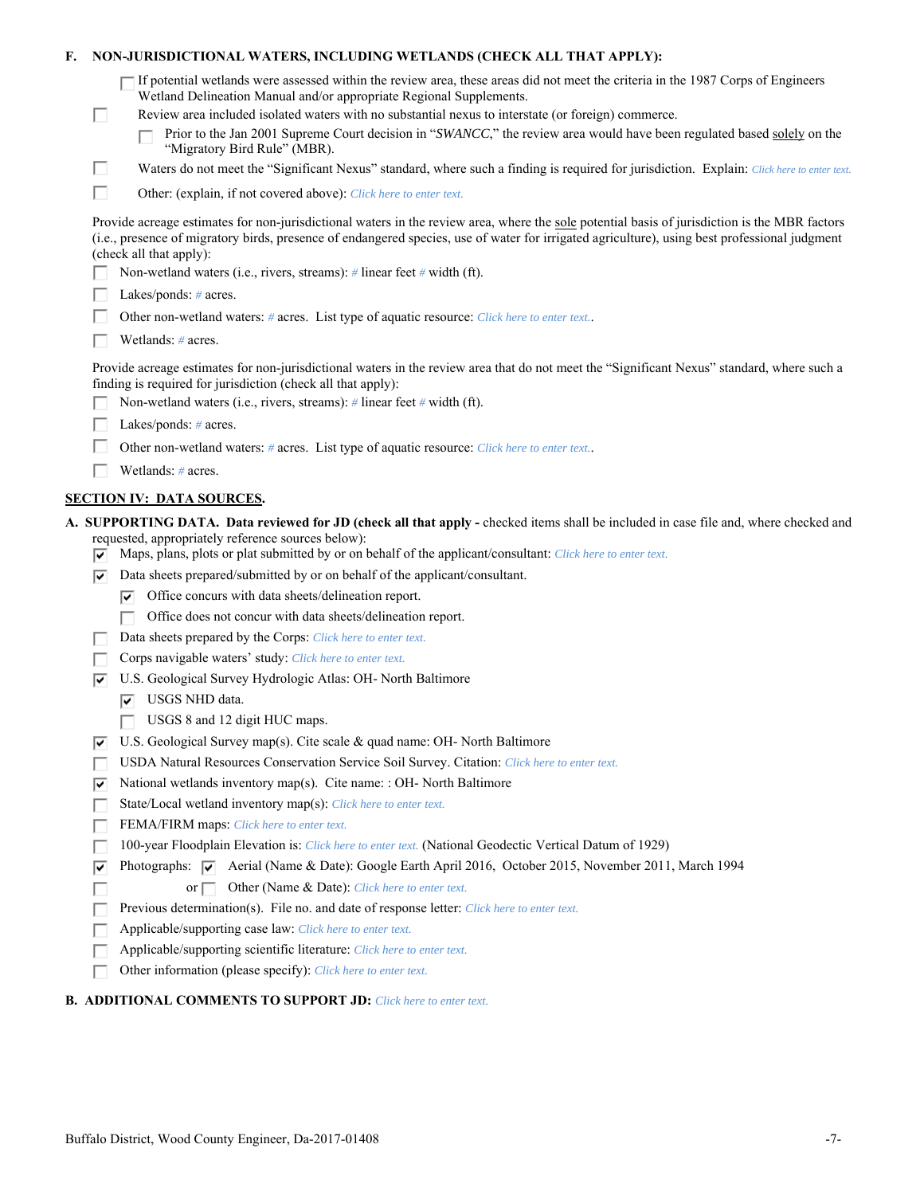**F. NON-JURISDICTIONAL WATERS, INCLUDING WETLANDS (CHECK ALL THAT APPLY):**

- ☐ If potential wetlands were assessed within the review area, these areas did not meet the criteria in the 1987 Corps of Engineers Wetland Delineation Manual and/or appropriate Regional Supplements.
- ☐ Review area included isolated waters with no substantial nexus to interstate (or foreign) commerce.
  - ☐ Prior to the Jan 2001 Supreme Court decision in "*SWANCC*," the review area would have been regulated based solely on the "Migratory Bird Rule" (MBR).
- ☐ Waters do not meet the "Significant Nexus" standard, where such a finding is required for jurisdiction. Explain: *Click here to enter text.*
- ☐ Other: (explain, if not covered above): *Click here to enter text.*

Provide acreage estimates for non-jurisdictional waters in the review area, where the sole potential basis of jurisdiction is the MBR factors (i.e., presence of migratory birds, presence of endangered species, use of water for irrigated agriculture), using best professional judgment (check all that apply):

- ☐ Non-wetland waters (i.e., rivers, streams): *#* linear feet *#* width (ft).
- ☐ Lakes/ponds: *#* acres.
- ☐ Other non-wetland waters: *#* acres. List type of aquatic resource: *Click here to enter text.*.
- ☐ Wetlands: *#* acres.

Provide acreage estimates for non-jurisdictional waters in the review area that do not meet the "Significant Nexus" standard, where such a finding is required for jurisdiction (check all that apply):

- ☐ Non-wetland waters (i.e., rivers, streams): *#* linear feet *#* width (ft).
- ☐ Lakes/ponds: *#* acres.
- ☐ Other non-wetland waters: *#* acres. List type of aquatic resource: *Click here to enter text.*.
- ☐ Wetlands: *#* acres.

## SECTION IV: DATA SOURCES.

**A. SUPPORTING DATA. Data reviewed for JD (check all that apply -** checked items shall be included in case file and, where checked and requested, appropriately reference sources below):

- ☑ Maps, plans, plots or plat submitted by or on behalf of the applicant/consultant: *Click here to enter text.*
- ☑ Data sheets prepared/submitted by or on behalf of the applicant/consultant.
  - ☑ Office concurs with data sheets/delineation report.
  - ☐ Office does not concur with data sheets/delineation report.
- ☐ Data sheets prepared by the Corps: *Click here to enter text.*
- ☐ Corps navigable waters' study: *Click here to enter text.*
- ☑ U.S. Geological Survey Hydrologic Atlas: OH- North Baltimore
  - ☑ USGS NHD data.
  - ☐ USGS 8 and 12 digit HUC maps.
- ☑ U.S. Geological Survey map(s). Cite scale & quad name: OH- North Baltimore
- ☐ USDA Natural Resources Conservation Service Soil Survey. Citation: *Click here to enter text.*
- ☑ National wetlands inventory map(s). Cite name: : OH- North Baltimore
- ☐ State/Local wetland inventory map(s): *Click here to enter text.*
- ☐ FEMA/FIRM maps: *Click here to enter text.*
- ☐ 100-year Floodplain Elevation is: *Click here to enter text.* (National Geodectic Vertical Datum of 1929)
- ☑ Photographs: ☑ Aerial (Name & Date): Google Earth April 2016, October 2015, November 2011, March 1994
- ☐ or ☐ Other (Name & Date): *Click here to enter text.*
- ☐ Previous determination(s). File no. and date of response letter: *Click here to enter text.*
- ☐ Applicable/supporting case law: *Click here to enter text.*
- ☐ Applicable/supporting scientific literature: *Click here to enter text.*
- ☐ Other information (please specify): *Click here to enter text.*

**B. ADDITIONAL COMMENTS TO SUPPORT JD:** *Click here to enter text.*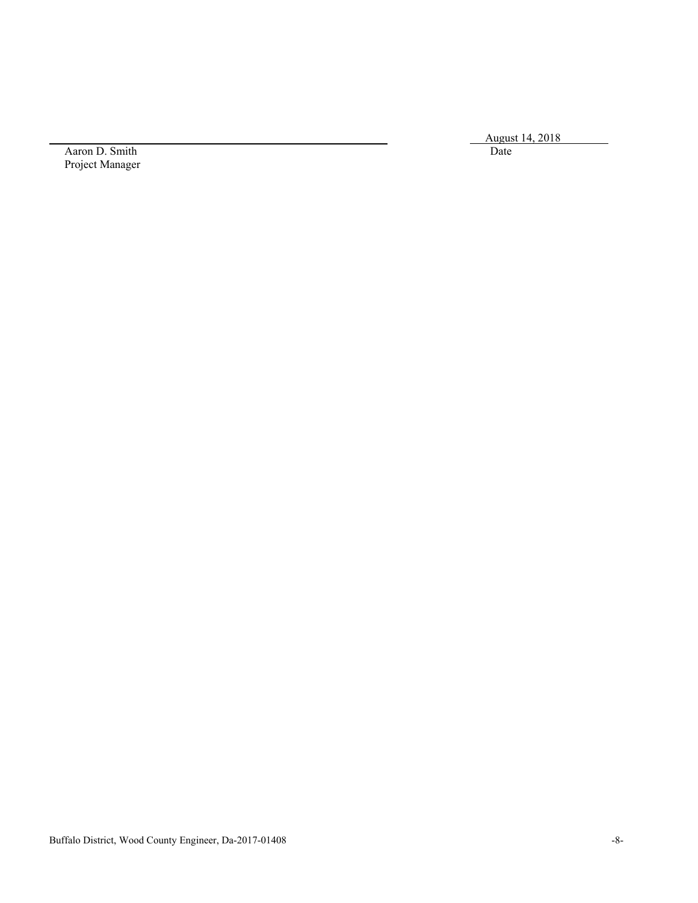August 14, 2018

Aaron D. Smith
Project Manager

Date